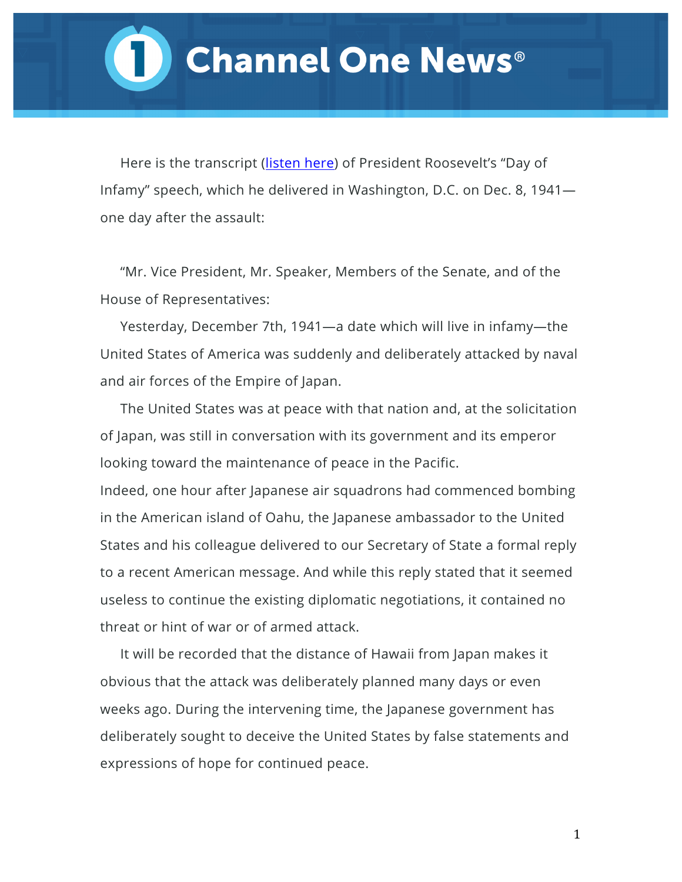# Channel One News®

Here is the transcript ([listen here]) of President Roosevelt's "Day of Infamy" speech, which he delivered in Washington, D.C. on Dec. 8, 1941—one day after the assault:

"Mr. Vice President, Mr. Speaker, Members of the Senate, and of the House of Representatives:

Yesterday, December 7th, 1941—a date which will live in infamy—the United States of America was suddenly and deliberately attacked by naval and air forces of the Empire of Japan.

The United States was at peace with that nation and, at the solicitation of Japan, was still in conversation with its government and its emperor looking toward the maintenance of peace in the Pacific.

Indeed, one hour after Japanese air squadrons had commenced bombing in the American island of Oahu, the Japanese ambassador to the United States and his colleague delivered to our Secretary of State a formal reply to a recent American message. And while this reply stated that it seemed useless to continue the existing diplomatic negotiations, it contained no threat or hint of war or of armed attack.

It will be recorded that the distance of Hawaii from Japan makes it obvious that the attack was deliberately planned many days or even weeks ago. During the intervening time, the Japanese government has deliberately sought to deceive the United States by false statements and expressions of hope for continued peace.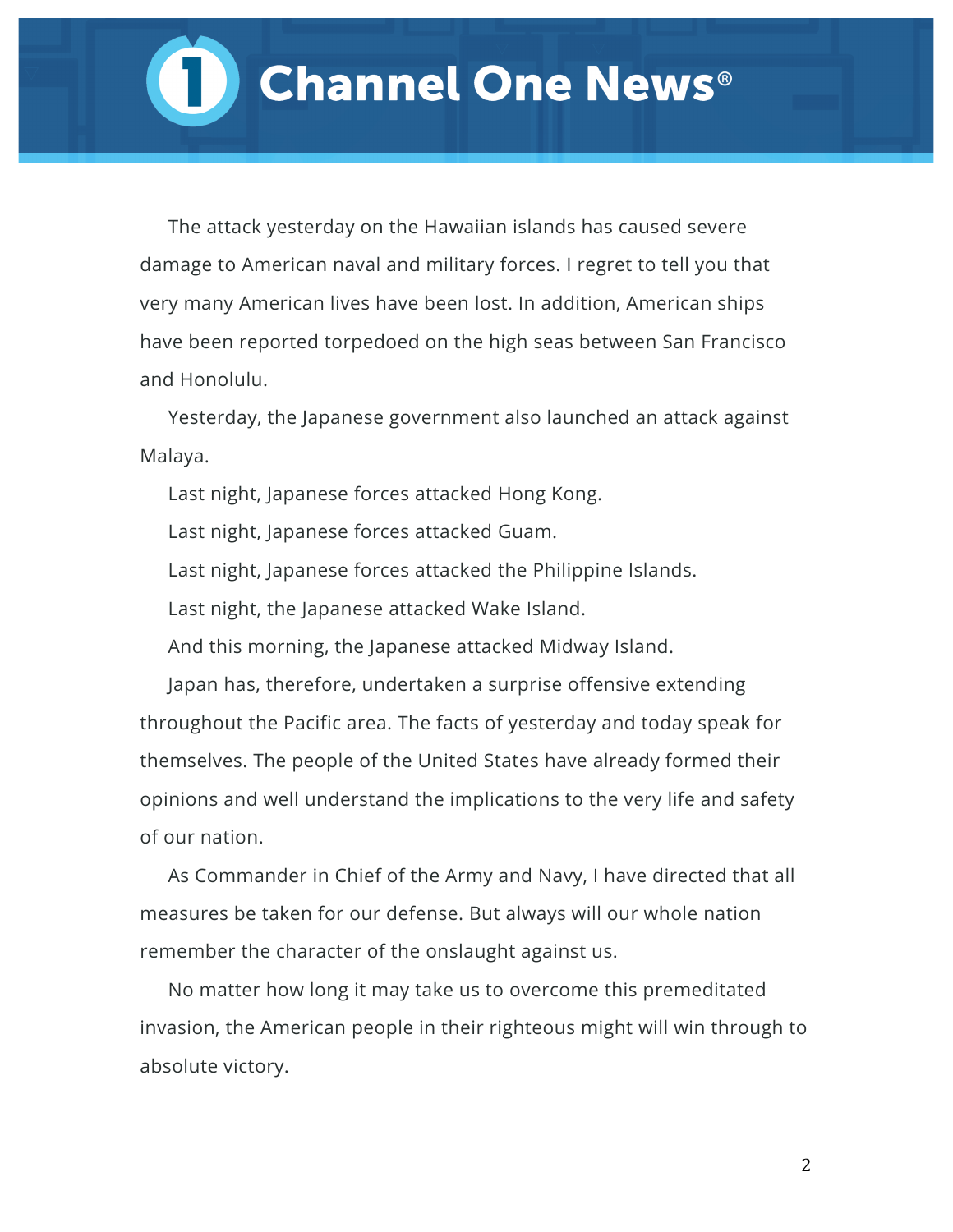The attack yesterday on the Hawaiian islands has caused severe damage to American naval and military forces. I regret to tell you that very many American lives have been lost. In addition, American ships have been reported torpedoed on the high seas between San Francisco and Honolulu.

Yesterday, the Japanese government also launched an attack against Malaya.

Last night, Japanese forces attacked Hong Kong.

Last night, Japanese forces attacked Guam.

Last night, Japanese forces attacked the Philippine Islands.

Last night, the Japanese attacked Wake Island.

And this morning, the Japanese attacked Midway Island.

Japan has, therefore, undertaken a surprise offensive extending throughout the Pacific area. The facts of yesterday and today speak for themselves. The people of the United States have already formed their opinions and well understand the implications to the very life and safety of our nation.

As Commander in Chief of the Army and Navy, I have directed that all measures be taken for our defense. But always will our whole nation remember the character of the onslaught against us.

No matter how long it may take us to overcome this premeditated invasion, the American people in their righteous might will win through to absolute victory.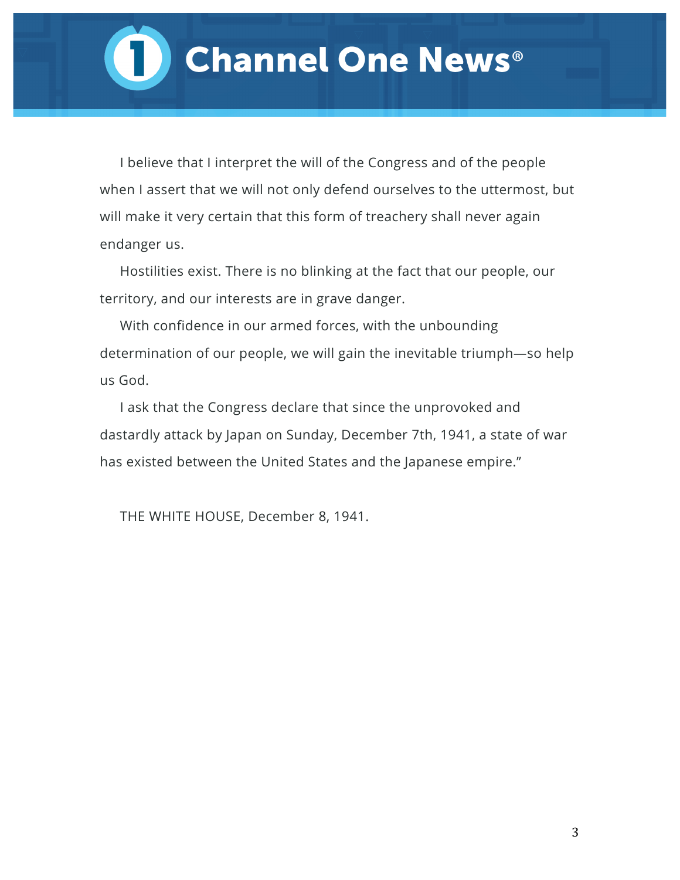I believe that I interpret the will of the Congress and of the people when I assert that we will not only defend ourselves to the uttermost, but will make it very certain that this form of treachery shall never again endanger us.

Hostilities exist. There is no blinking at the fact that our people, our territory, and our interests are in grave danger.

With confidence in our armed forces, with the unbounding determination of our people, we will gain the inevitable triumph—so help us God.

I ask that the Congress declare that since the unprovoked and dastardly attack by Japan on Sunday, December 7th, 1941, a state of war has existed between the United States and the Japanese empire."

THE WHITE HOUSE, December 8, 1941.